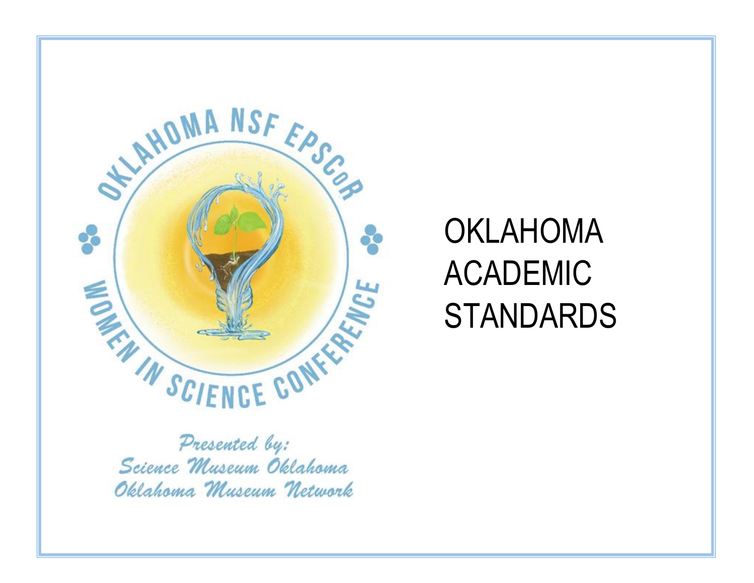OKLAHOMA NSF EPSCoR

WOMEN IN SCIENCE CONFERENCE

*Presented by:*
*Science Museum Oklahoma*
*Oklahoma Museum Network*

# OKLAHOMA ACADEMIC STANDARDS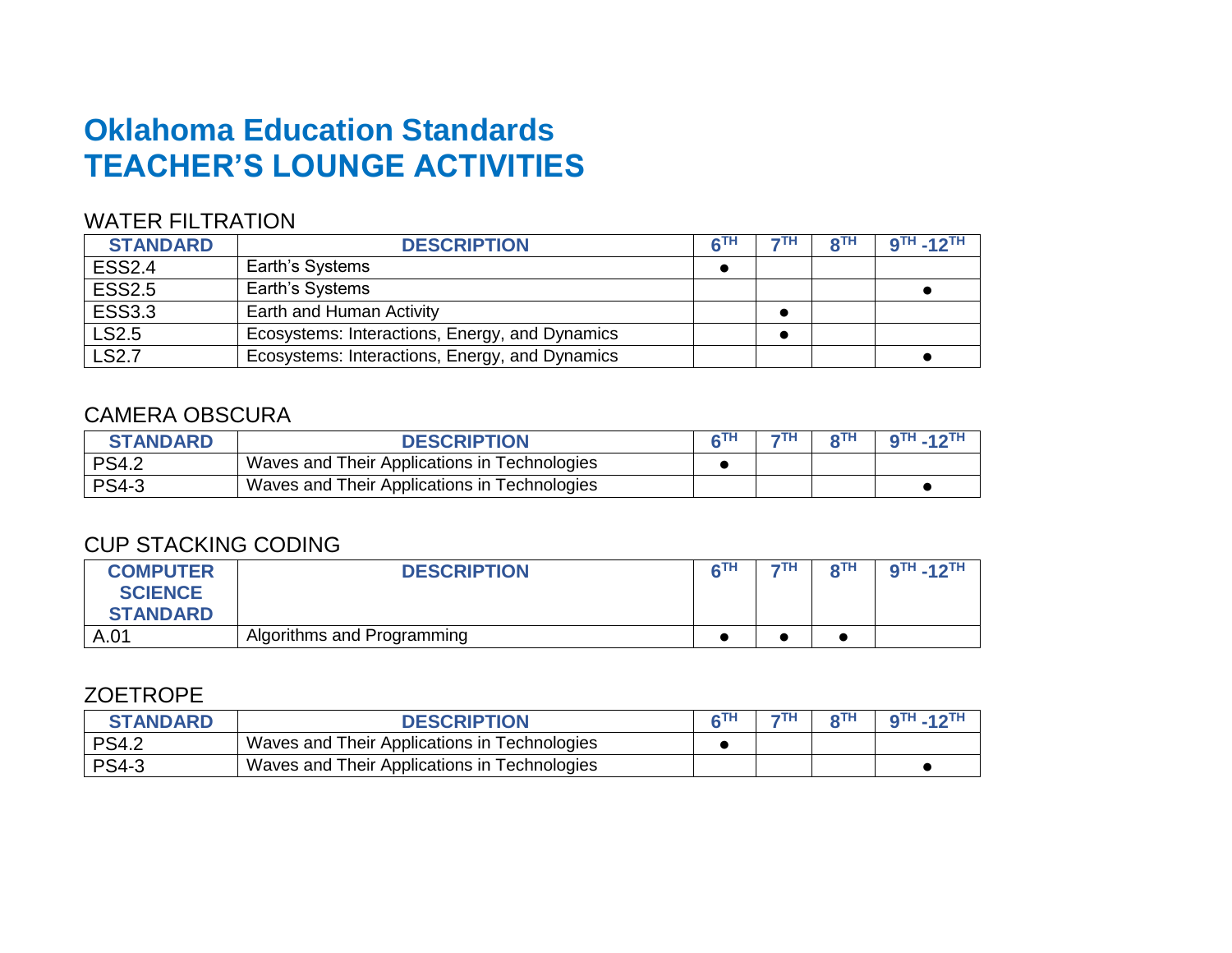# Oklahoma Education Standards
# TEACHER'S LOUNGE ACTIVITIES

## WATER FILTRATION

| STANDARD | DESCRIPTION | 6TH | 7TH | 8TH | 9TH -12TH |
|---|---|---|---|---|---|
| ESS2.4 | Earth's Systems | ● | | | |
| ESS2.5 | Earth's Systems | | | | ● |
| ESS3.3 | Earth and Human Activity | | ● | | |
| LS2.5 | Ecosystems: Interactions, Energy, and Dynamics | | ● | | |
| LS2.7 | Ecosystems: Interactions, Energy, and Dynamics | | | | ● |

## CAMERA OBSCURA

| STANDARD | DESCRIPTION | 6TH | 7TH | 8TH | 9TH -12TH |
|---|---|---|---|---|---|
| PS4.2 | Waves and Their Applications in Technologies | ● | | | |
| PS4-3 | Waves and Their Applications in Technologies | | | | ● |

## CUP STACKING CODING

| COMPUTER SCIENCE STANDARD | DESCRIPTION | 6TH | 7TH | 8TH | 9TH -12TH |
|---|---|---|---|---|---|
| A.01 | Algorithms and Programming | ● | ● | ● | |

## ZOETROPE

| STANDARD | DESCRIPTION | 6TH | 7TH | 8TH | 9TH -12TH |
|---|---|---|---|---|---|
| PS4.2 | Waves and Their Applications in Technologies | ● | | | |
| PS4-3 | Waves and Their Applications in Technologies | | | | ● |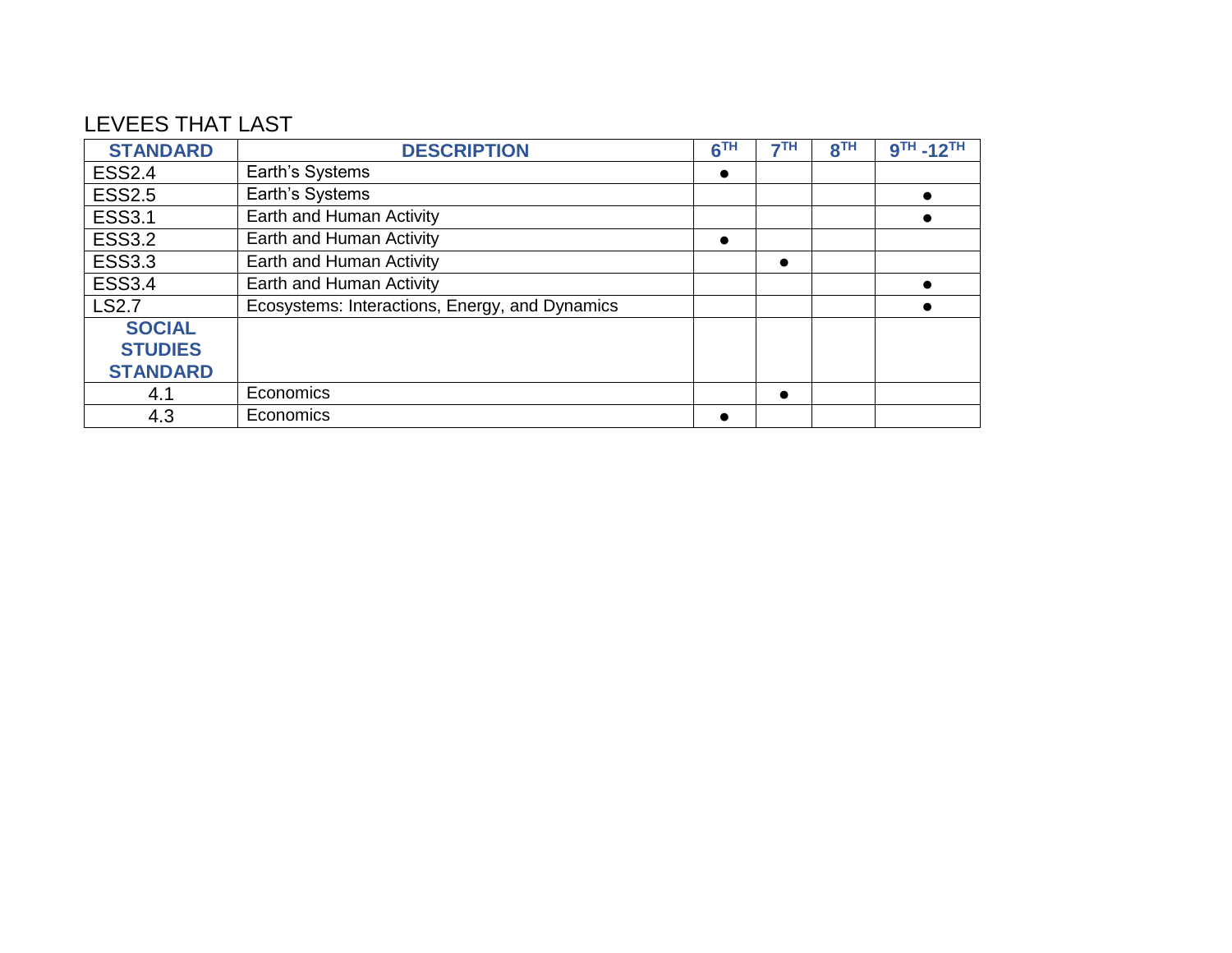LEVEES THAT LAST

| STANDARD | DESCRIPTION | 6TH | 7TH | 8TH | 9TH -12TH |
|---|---|---|---|---|---|
| ESS2.4 | Earth's Systems | ● | | | |
| ESS2.5 | Earth's Systems | | | | ● |
| ESS3.1 | Earth and Human Activity | | | | ● |
| ESS3.2 | Earth and Human Activity | ● | | | |
| ESS3.3 | Earth and Human Activity | | ● | | |
| ESS3.4 | Earth and Human Activity | | | | ● |
| LS2.7 | Ecosystems: Interactions, Energy, and Dynamics | | | | ● |
| **SOCIAL STUDIES STANDARD** | | | | | |
| 4.1 | Economics | | ● | | |
| 4.3 | Economics | ● | | | |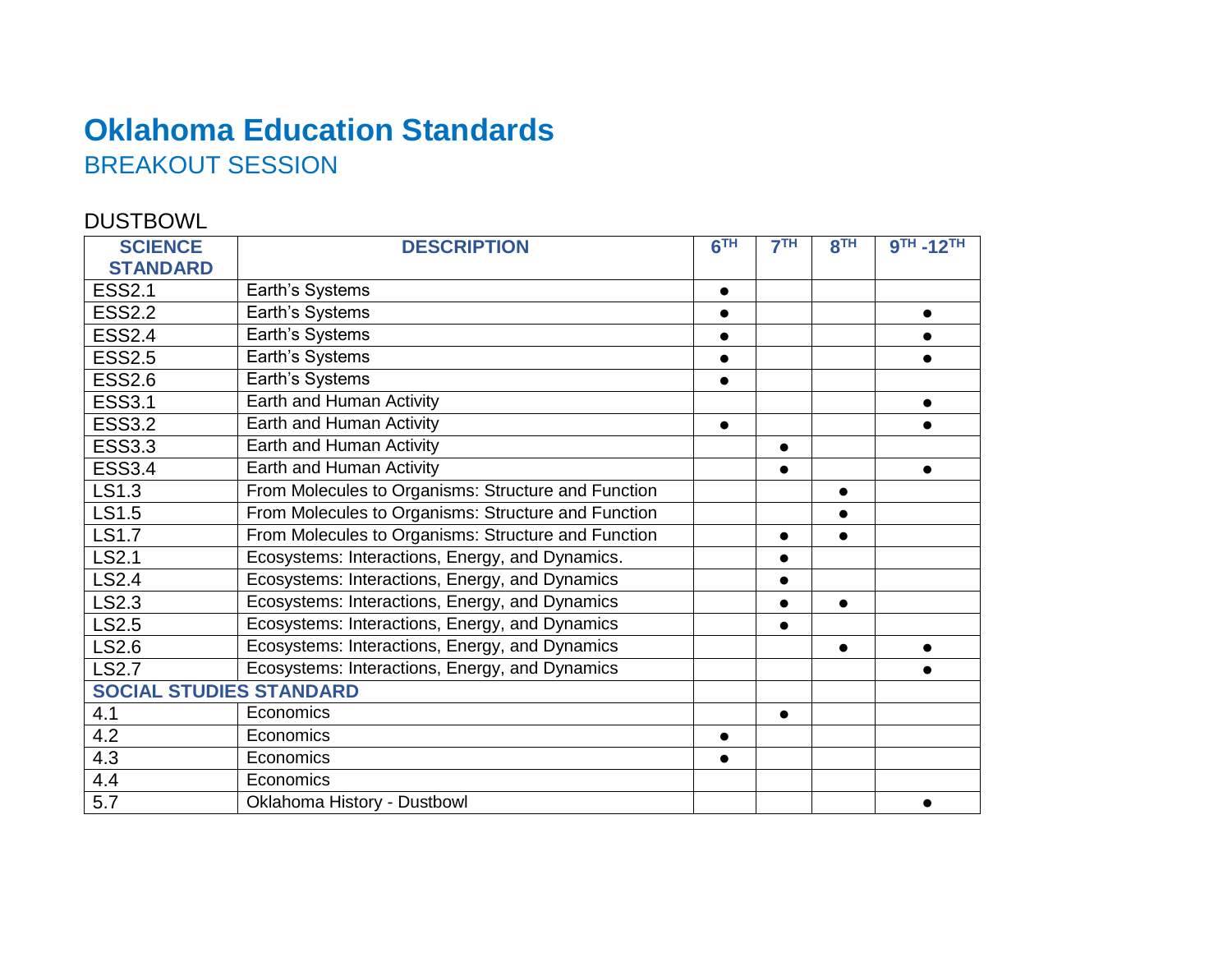# Oklahoma Education Standards

## BREAKOUT SESSION

DUSTBOWL

| SCIENCE STANDARD | DESCRIPTION | 6TH | 7TH | 8TH | 9TH -12TH |
|---|---|---|---|---|---|
| ESS2.1 | Earth's Systems | ● | | | |
| ESS2.2 | Earth's Systems | ● | | | ● |
| ESS2.4 | Earth's Systems | ● | | | ● |
| ESS2.5 | Earth's Systems | ● | | | ● |
| ESS2.6 | Earth's Systems | ● | | | |
| ESS3.1 | Earth and Human Activity | | | | ● |
| ESS3.2 | Earth and Human Activity | ● | | | ● |
| ESS3.3 | Earth and Human Activity | | ● | | |
| ESS3.4 | Earth and Human Activity | | ● | | ● |
| LS1.3 | From Molecules to Organisms: Structure and Function | | | ● | |
| LS1.5 | From Molecules to Organisms: Structure and Function | | | ● | |
| LS1.7 | From Molecules to Organisms: Structure and Function | | ● | ● | |
| LS2.1 | Ecosystems: Interactions, Energy, and Dynamics. | | ● | | |
| LS2.4 | Ecosystems: Interactions, Energy, and Dynamics | | ● | | |
| LS2.3 | Ecosystems: Interactions, Energy, and Dynamics | | ● | ● | |
| LS2.5 | Ecosystems: Interactions, Energy, and Dynamics | | ● | | |
| LS2.6 | Ecosystems: Interactions, Energy, and Dynamics | | | ● | ● |
| LS2.7 | Ecosystems: Interactions, Energy, and Dynamics | | | | ● |
| **SOCIAL STUDIES STANDARD** | | | | | |
| 4.1 | Economics | | ● | | |
| 4.2 | Economics | ● | | | |
| 4.3 | Economics | ● | | | |
| 4.4 | Economics | | | | |
| 5.7 | Oklahoma History - Dustbowl | | | | ● |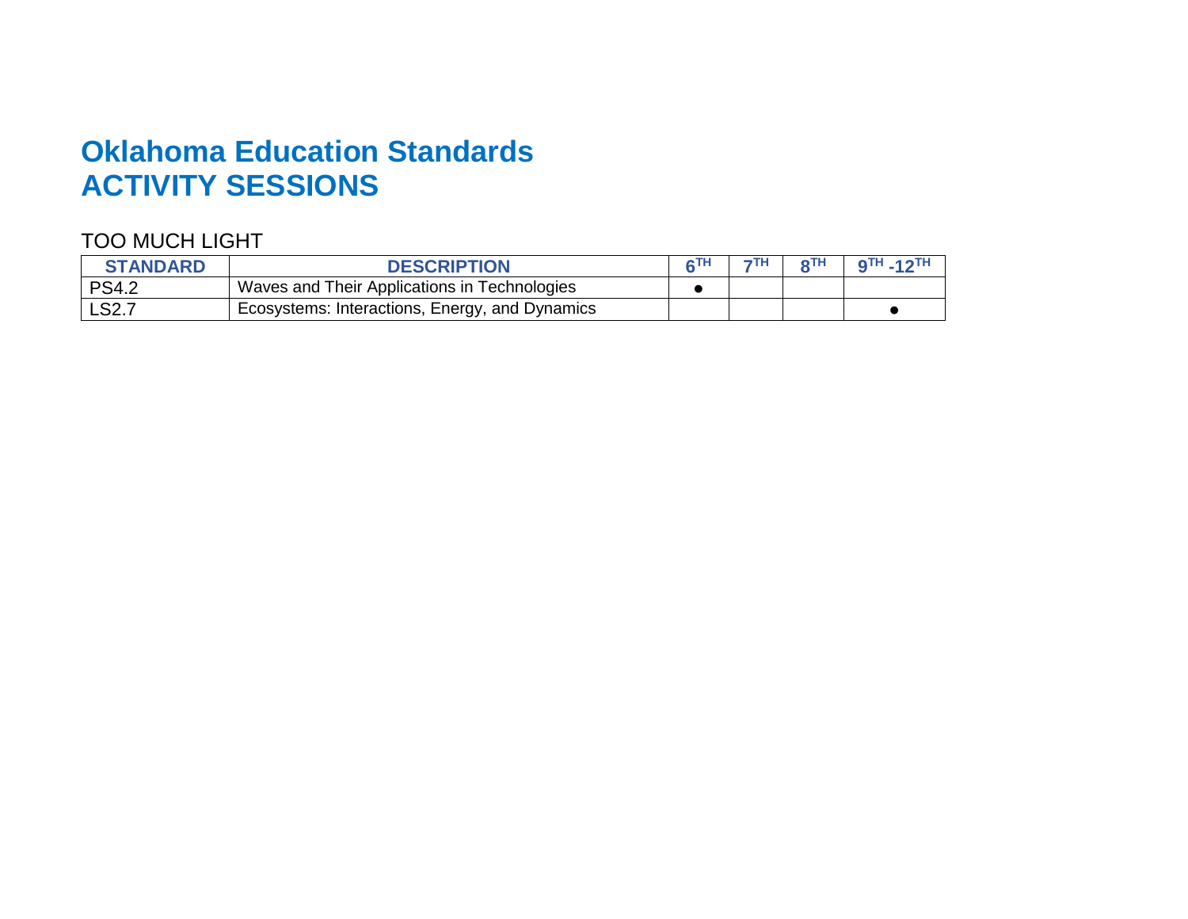# Oklahoma Education Standards
# ACTIVITY SESSIONS

TOO MUCH LIGHT

| STANDARD | DESCRIPTION | 6TH | 7TH | 8TH | 9TH -12TH |
|---|---|---|---|---|---|
| PS4.2 | Waves and Their Applications in Technologies | ● | | | |
| LS2.7 | Ecosystems: Interactions, Energy, and Dynamics | | | | ● |